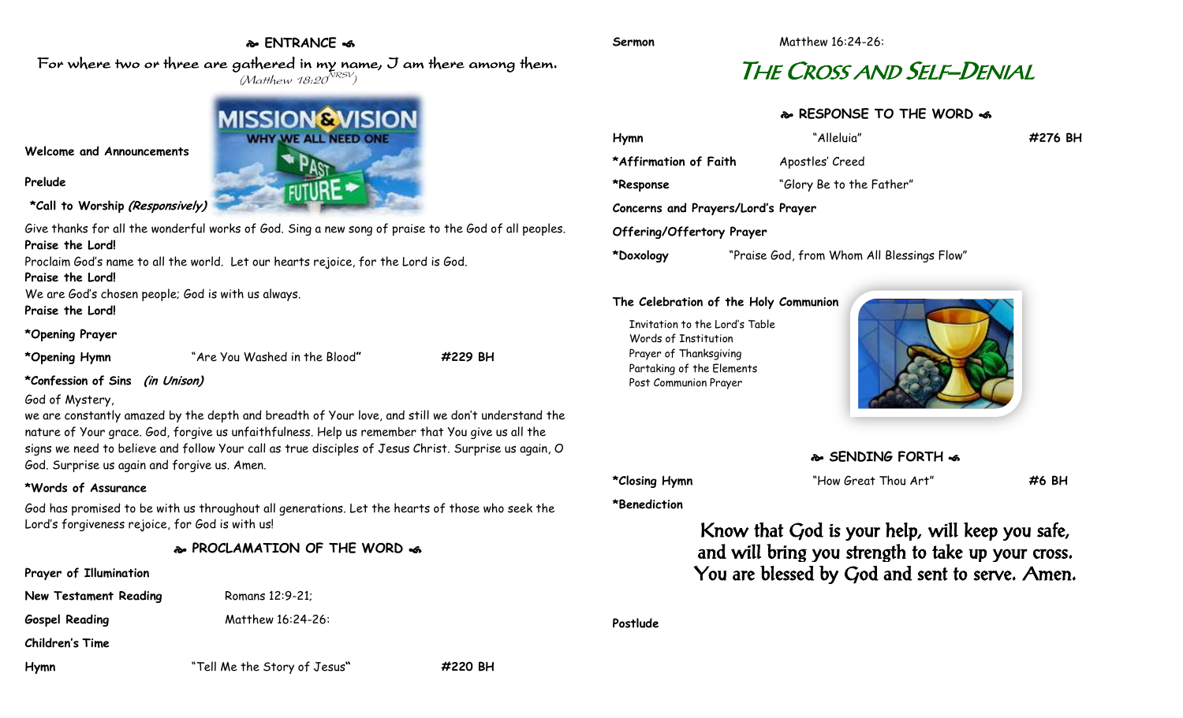## ENTRANCE

*For where two or three are gathered in my name, I am there among them.*
*(Matthew 18:20 NRSV)*

**Welcome and Announcements**

**Prelude**

**\*Call to Worship** ***(Responsively)***

Give thanks for all the wonderful works of God. Sing a new song of praise to the God of all peoples.
**Praise the Lord!**
Proclaim God's name to all the world. Let our hearts rejoice, for the Lord is God.
**Praise the Lord!**
We are God's chosen people; God is with us always.
**Praise the Lord!**

**\*Opening Prayer**

**\*Opening Hymn** "Are You Washed in the Blood" **#229 BH**

**\*Confession of Sins** ***(in Unison)***

God of Mystery,
we are constantly amazed by the depth and breadth of Your love, and still we don't understand the nature of Your grace. God, forgive us unfaithfulness. Help us remember that You give us all the signs we need to believe and follow Your call as true disciples of Jesus Christ. Surprise us again, O God. Surprise us again and forgive us. Amen.

**\*Words of Assurance**

God has promised to be with us throughout all generations. Let the hearts of those who seek the Lord's forgiveness rejoice, for God is with us!

## PROCLAMATION OF THE WORD

**Prayer of Illumination**

**New Testament Reading** Romans 12:9-21;

**Gospel Reading** Matthew 16:24-26:

**Children's Time**

**Hymn** "Tell Me the Story of Jesus" **#220 BH**

**Sermon** Matthew 16:24-26:

# *The Cross and Self–Denial*

## RESPONSE TO THE WORD

**Hymn** "Alleluia" **#276 BH**

**\*Affirmation of Faith** Apostles' Creed

**\*Response** "Glory Be to the Father"

**Concerns and Prayers/Lord's Prayer**

**Offering/Offertory Prayer**

**\*Doxology** "Praise God, from Whom All Blessings Flow"

**The Celebration of the Holy Communion**

Invitation to the Lord's Table
Words of Institution
Prayer of Thanksgiving
Partaking of the Elements
Post Communion Prayer

## SENDING FORTH

**\*Closing Hymn** "How Great Thou Art" **#6 BH**

**\*Benediction**

Know that God is your help, will keep you safe,
and will bring you strength to take up your cross.
You are blessed by God and sent to serve. Amen.

**Postlude**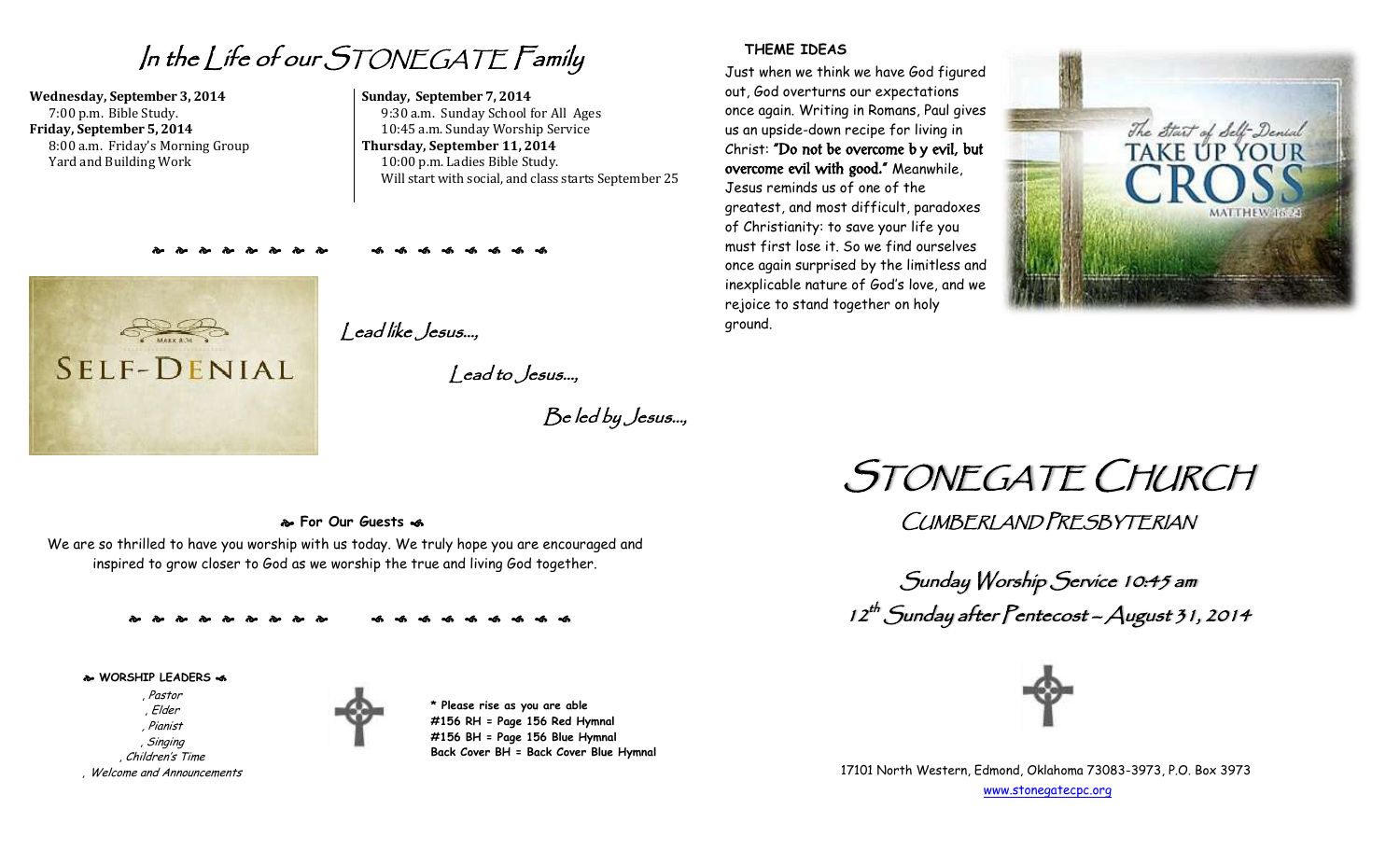# In the Life of our STONEGATE Family

**Wednesday, September 3, 2014**
7:00 p.m. Bible Study.
**Friday, September 5, 2014**
8:00 a.m. Friday's Morning Group
Yard and Building Work

**Sunday, September 7, 2014**
9:30 a.m. Sunday School for All Ages
10:45 a.m. Sunday Worship Service
**Thursday, September 11, 2014**
10:00 p.m. Ladies Bible Study.
Will start with social, and class starts September 25

SELF-DENIAL

Lead like Jesus...,

Lead to Jesus...,

Be led by Jesus...,

**For Our Guests**

We are so thrilled to have you worship with us today. We truly hope you are encouraged and inspired to grow closer to God as we worship the true and living God together.

**WORSHIP LEADERS**

*, Pastor*
*, Elder*
*, Pianist*
*, Singing*
*, Children's Time*
*, Welcome and Announcements*

**\* Please rise as you are able**
**#156 RH = Page 156 Red Hymnal**
**#156 BH = Page 156 Blue Hymnal**
**Back Cover BH = Back Cover Blue Hymnal**

**THEME IDEAS**

Just when we think we have God figured out, God overturns our expectations once again. Writing in Romans, Paul gives us an upside-down recipe for living in Christ: **"Do not be overcome b y evil, but overcome evil with good."** Meanwhile, Jesus reminds us of one of the greatest, and most difficult, paradoxes of Christianity: to save your life you must first lose it. So we find ourselves once again surprised by the limitless and inexplicable nature of God's love, and we rejoice to stand together on holy ground.

The Start of Self-Denial
TAKE UP YOUR CROSS
MATTHEW 16:24

# STONEGATE CHURCH

## CUMBERLAND PRESBYTERIAN

Sunday Worship Service 10:45 am

12th Sunday after Pentecost – August 31, 2014

17101 North Western, Edmond, Oklahoma 73083-3973, P.O. Box 3973
www.stonegatecpc.org